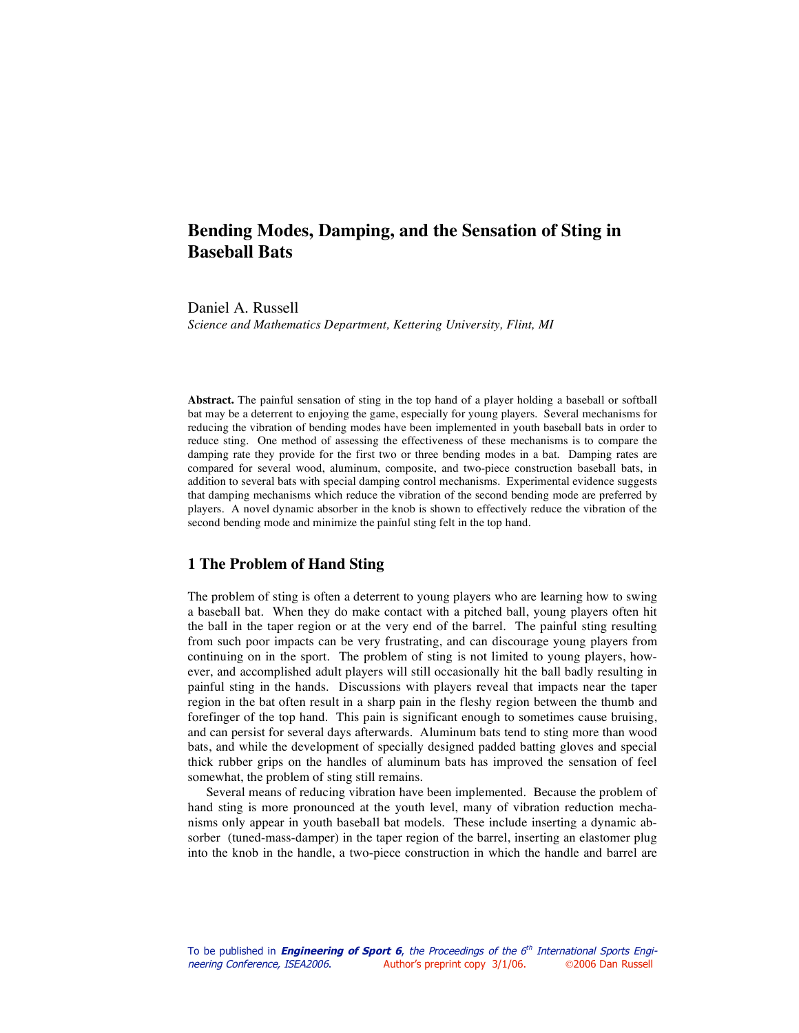# Bending Modes, Damping, and the Sensation of Sting in Baseball Bats

Daniel A. Russell

*Science and Mathematics Department, Kettering University, Flint, MI*

**Abstract.** The painful sensation of sting in the top hand of a player holding a baseball or softball bat may be a deterrent to enjoying the game, especially for young players. Several mechanisms for reducing the vibration of bending modes have been implemented in youth baseball bats in order to reduce sting. One method of assessing the effectiveness of these mechanisms is to compare the damping rate they provide for the first two or three bending modes in a bat. Damping rates are compared for several wood, aluminum, composite, and two-piece construction baseball bats, in addition to several bats with special damping control mechanisms. Experimental evidence suggests that damping mechanisms which reduce the vibration of the second bending mode are preferred by players. A novel dynamic absorber in the knob is shown to effectively reduce the vibration of the second bending mode and minimize the painful sting felt in the top hand.

## 1 The Problem of Hand Sting

The problem of sting is often a deterrent to young players who are learning how to swing a baseball bat. When they do make contact with a pitched ball, young players often hit the ball in the taper region or at the very end of the barrel. The painful sting resulting from such poor impacts can be very frustrating, and can discourage young players from continuing on in the sport. The problem of sting is not limited to young players, however, and accomplished adult players will still occasionally hit the ball badly resulting in painful sting in the hands. Discussions with players reveal that impacts near the taper region in the bat often result in a sharp pain in the fleshy region between the thumb and forefinger of the top hand. This pain is significant enough to sometimes cause bruising, and can persist for several days afterwards. Aluminum bats tend to sting more than wood bats, and while the development of specially designed padded batting gloves and special thick rubber grips on the handles of aluminum bats has improved the sensation of feel somewhat, the problem of sting still remains.

Several means of reducing vibration have been implemented. Because the problem of hand sting is more pronounced at the youth level, many of vibration reduction mechanisms only appear in youth baseball bat models. These include inserting a dynamic absorber (tuned-mass-damper) in the taper region of the barrel, inserting an elastomer plug into the knob in the handle, a two-piece construction in which the handle and barrel are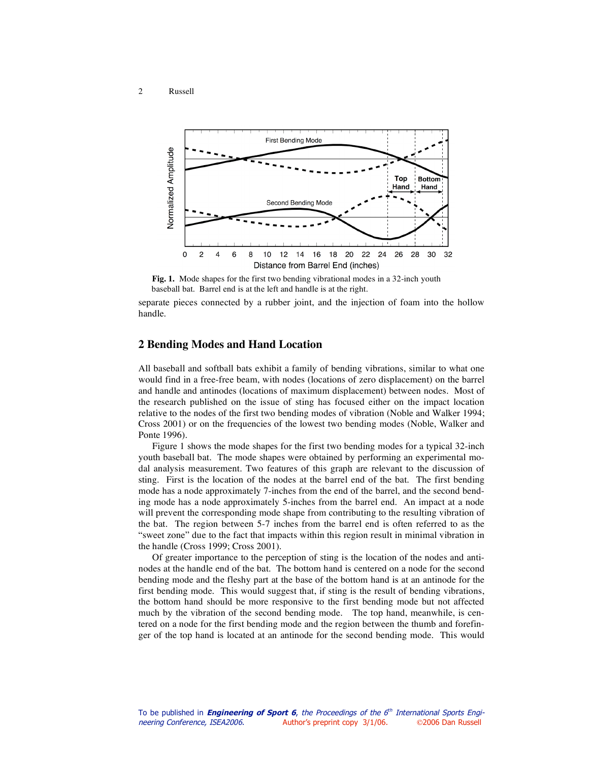**Fig. 1.** Mode shapes for the first two bending vibrational modes in a 32-inch youth baseball bat. Barrel end is at the left and handle is at the right.

separate pieces connected by a rubber joint, and the injection of foam into the hollow handle.

## 2 Bending Modes and Hand Location

All baseball and softball bats exhibit a family of bending vibrations, similar to what one would find in a free-free beam, with nodes (locations of zero displacement) on the barrel and handle and antinodes (locations of maximum displacement) between nodes. Most of the research published on the issue of sting has focused either on the impact location relative to the nodes of the first two bending modes of vibration (Noble and Walker 1994; Cross 2001) or on the frequencies of the lowest two bending modes (Noble, Walker and Ponte 1996).

Figure 1 shows the mode shapes for the first two bending modes for a typical 32-inch youth baseball bat. The mode shapes were obtained by performing an experimental modal analysis measurement. Two features of this graph are relevant to the discussion of sting. First is the location of the nodes at the barrel end of the bat. The first bending mode has a node approximately 7-inches from the end of the barrel, and the second bending mode has a node approximately 5-inches from the barrel end. An impact at a node will prevent the corresponding mode shape from contributing to the resulting vibration of the bat. The region between 5-7 inches from the barrel end is often referred to as the "sweet zone" due to the fact that impacts within this region result in minimal vibration in the handle (Cross 1999; Cross 2001).

Of greater importance to the perception of sting is the location of the nodes and antinodes at the handle end of the bat. The bottom hand is centered on a node for the second bending mode and the fleshy part at the base of the bottom hand is at an antinode for the first bending mode. This would suggest that, if sting is the result of bending vibrations, the bottom hand should be more responsive to the first bending mode but not affected much by the vibration of the second bending mode. The top hand, meanwhile, is centered on a node for the first bending mode and the region between the thumb and forefinger of the top hand is located at an antinode for the second bending mode. This would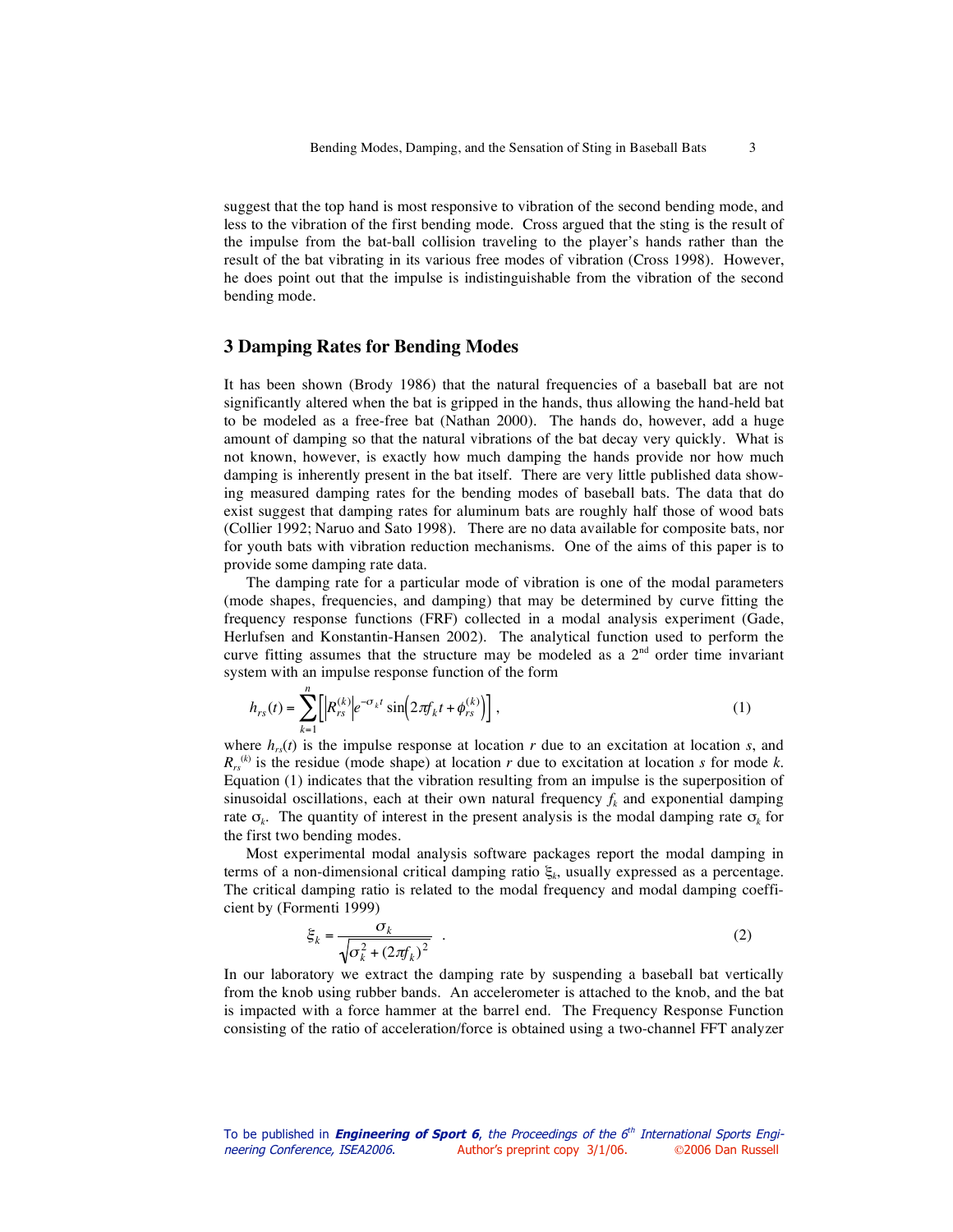suggest that the top hand is most responsive to vibration of the second bending mode, and less to the vibration of the first bending mode. Cross argued that the sting is the result of the impulse from the bat-ball collision traveling to the player's hands rather than the result of the bat vibrating in its various free modes of vibration (Cross 1998). However, he does point out that the impulse is indistinguishable from the vibration of the second bending mode.

## 3 Damping Rates for Bending Modes

It has been shown (Brody 1986) that the natural frequencies of a baseball bat are not significantly altered when the bat is gripped in the hands, thus allowing the hand-held bat to be modeled as a free-free bat (Nathan 2000). The hands do, however, add a huge amount of damping so that the natural vibrations of the bat decay very quickly. What is not known, however, is exactly how much damping the hands provide nor how much damping is inherently present in the bat itself. There are very little published data showing measured damping rates for the bending modes of baseball bats. The data that do exist suggest that damping rates for aluminum bats are roughly half those of wood bats (Collier 1992; Naruo and Sato 1998). There are no data available for composite bats, nor for youth bats with vibration reduction mechanisms. One of the aims of this paper is to provide some damping rate data.

The damping rate for a particular mode of vibration is one of the modal parameters (mode shapes, frequencies, and damping) that may be determined by curve fitting the frequency response functions (FRF) collected in a modal analysis experiment (Gade, Herlufsen and Konstantin-Hansen 2002). The analytical function used to perform the curve fitting assumes that the structure may be modeled as a 2nd order time invariant system with an impulse response function of the form

$$h_{rs}(t) = \sum_{k=1}^{n} \left[ \left| R_{rs}^{(k)} \right| e^{-\sigma_k t} \sin\left(2\pi f_k t + \phi_{rs}^{(k)}\right) \right] , \tag{1}$$

where $h_{rs}(t)$ is the impulse response at location $r$ due to an excitation at location $s$, and $R_{rs}^{(k)}$ is the residue (mode shape) at location $r$ due to excitation at location $s$ for mode $k$. Equation (1) indicates that the vibration resulting from an impulse is the superposition of sinusoidal oscillations, each at their own natural frequency $f_k$ and exponential damping rate $\sigma_k$. The quantity of interest in the present analysis is the modal damping rate $\sigma_k$ for the first two bending modes.

Most experimental modal analysis software packages report the modal damping in terms of a non-dimensional critical damping ratio $\xi_k$, usually expressed as a percentage. The critical damping ratio is related to the modal frequency and modal damping coefficient by (Formenti 1999)

$$\xi_k = \frac{\sigma_k}{\sqrt{\sigma_k^2 + (2\pi f_k)^2}} \quad . \tag{2}$$

In our laboratory we extract the damping rate by suspending a baseball bat vertically from the knob using rubber bands. An accelerometer is attached to the knob, and the bat is impacted with a force hammer at the barrel end. The Frequency Response Function consisting of the ratio of acceleration/force is obtained using a two-channel FFT analyzer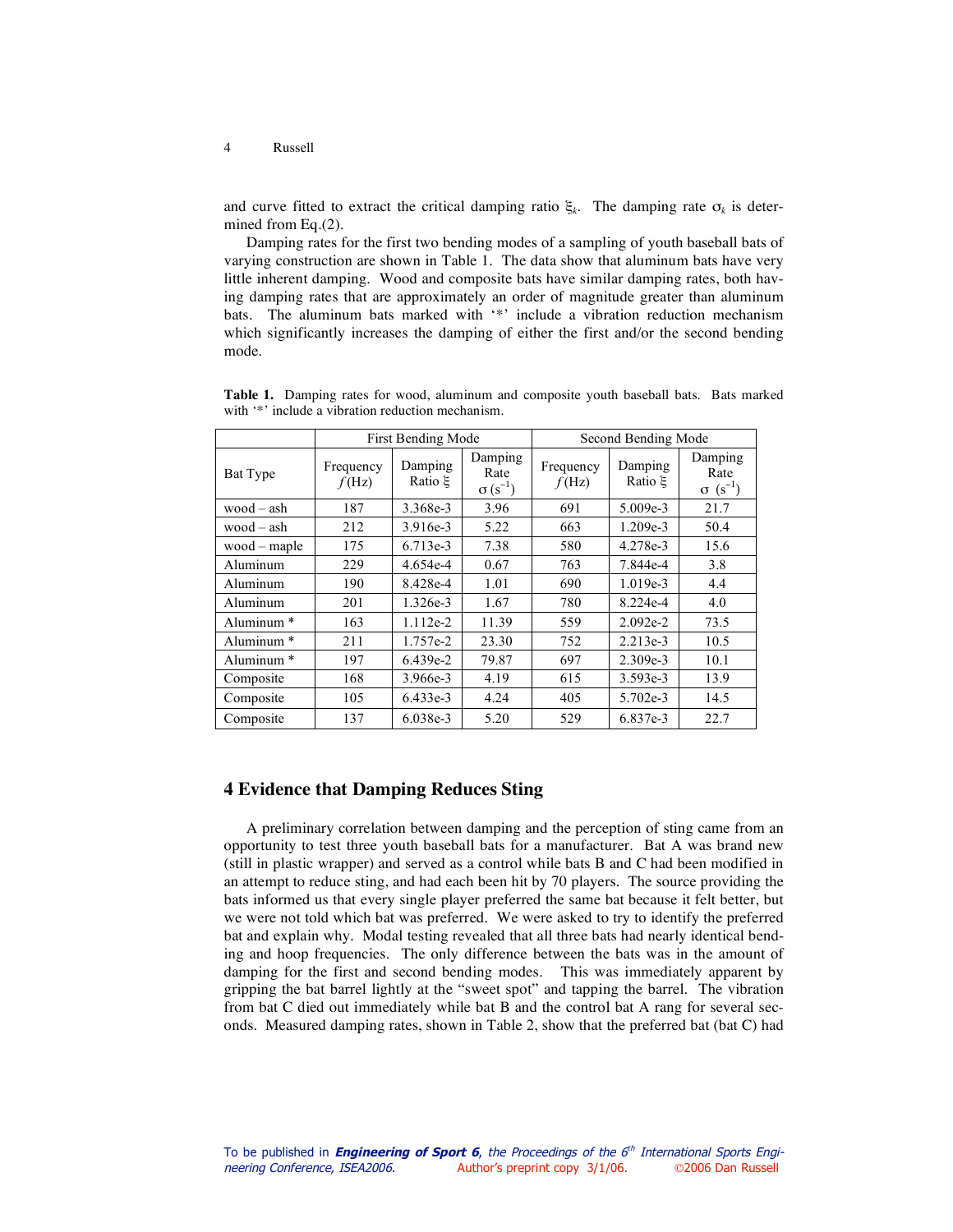and curve fitted to extract the critical damping ratio $\xi_k$. The damping rate $\sigma_k$ is determined from Eq.(2).

Damping rates for the first two bending modes of a sampling of youth baseball bats of varying construction are shown in Table 1. The data show that aluminum bats have very little inherent damping. Wood and composite bats have similar damping rates, both having damping rates that are approximately an order of magnitude greater than aluminum bats. The aluminum bats marked with '*' include a vibration reduction mechanism which significantly increases the damping of either the first and/or the second bending mode.

**Table 1.** Damping rates for wood, aluminum and composite youth baseball bats. Bats marked with '*' include a vibration reduction mechanism.

| | First Bending Mode | | | Second Bending Mode | | |
|---|---|---|---|---|---|---|
| Bat Type | Frequency $f$(Hz) | Damping Ratio $\xi$ | Damping Rate $\sigma$ ($s^{-1}$) | Frequency $f$(Hz) | Damping Ratio $\xi$ | Damping Rate $\sigma$ ($s^{-1}$) |
| wood – ash | 187 | 3.368e-3 | 3.96 | 691 | 5.009e-3 | 21.7 |
| wood – ash | 212 | 3.916e-3 | 5.22 | 663 | 1.209e-3 | 50.4 |
| wood – maple | 175 | 6.713e-3 | 7.38 | 580 | 4.278e-3 | 15.6 |
| Aluminum | 229 | 4.654e-4 | 0.67 | 763 | 7.844e-4 | 3.8 |
| Aluminum | 190 | 8.428e-4 | 1.01 | 690 | 1.019e-3 | 4.4 |
| Aluminum | 201 | 1.326e-3 | 1.67 | 780 | 8.224e-4 | 4.0 |
| Aluminum * | 163 | 1.112e-2 | 11.39 | 559 | 2.092e-2 | 73.5 |
| Aluminum * | 211 | 1.757e-2 | 23.30 | 752 | 2.213e-3 | 10.5 |
| Aluminum * | 197 | 6.439e-2 | 79.87 | 697 | 2.309e-3 | 10.1 |
| Composite | 168 | 3.966e-3 | 4.19 | 615 | 3.593e-3 | 13.9 |
| Composite | 105 | 6.433e-3 | 4.24 | 405 | 5.702e-3 | 14.5 |
| Composite | 137 | 6.038e-3 | 5.20 | 529 | 6.837e-3 | 22.7 |

## 4 Evidence that Damping Reduces Sting

A preliminary correlation between damping and the perception of sting came from an opportunity to test three youth baseball bats for a manufacturer. Bat A was brand new (still in plastic wrapper) and served as a control while bats B and C had been modified in an attempt to reduce sting, and had each been hit by 70 players. The source providing the bats informed us that every single player preferred the same bat because it felt better, but we were not told which bat was preferred. We were asked to try to identify the preferred bat and explain why. Modal testing revealed that all three bats had nearly identical bending and hoop frequencies. The only difference between the bats was in the amount of damping for the first and second bending modes. This was immediately apparent by gripping the bat barrel lightly at the "sweet spot" and tapping the barrel. The vibration from bat C died out immediately while bat B and the control bat A rang for several seconds. Measured damping rates, shown in Table 2, show that the preferred bat (bat C) had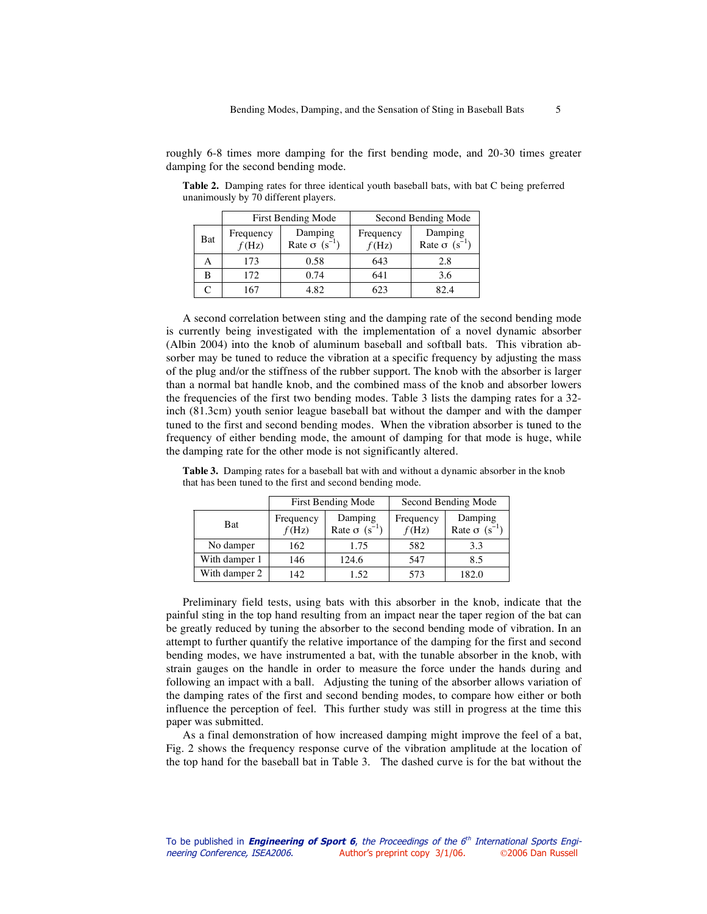roughly 6-8 times more damping for the first bending mode, and 20-30 times greater damping for the second bending mode.

**Table 2.** Damping rates for three identical youth baseball bats, with bat C being preferred unanimously by 70 different players.

| Bat | First Bending Mode | | Second Bending Mode | |
|---|---|---|---|---|
| | Frequency $f$ (Hz) | Damping Rate $\sigma$ ($s^{-1}$) | Frequency $f$ (Hz) | Damping Rate $\sigma$ ($s^{-1}$) |
| A | 173 | 0.58 | 643 | 2.8 |
| B | 172 | 0.74 | 641 | 3.6 |
| C | 167 | 4.82 | 623 | 82.4 |

A second correlation between sting and the damping rate of the second bending mode is currently being investigated with the implementation of a novel dynamic absorber (Albin 2004) into the knob of aluminum baseball and softball bats. This vibration absorber may be tuned to reduce the vibration at a specific frequency by adjusting the mass of the plug and/or the stiffness of the rubber support. The knob with the absorber is larger than a normal bat handle knob, and the combined mass of the knob and absorber lowers the frequencies of the first two bending modes. Table 3 lists the damping rates for a 32-inch (81.3cm) youth senior league baseball bat without the damper and with the damper tuned to the first and second bending modes. When the vibration absorber is tuned to the frequency of either bending mode, the amount of damping for that mode is huge, while the damping rate for the other mode is not significantly altered.

**Table 3.** Damping rates for a baseball bat with and without a dynamic absorber in the knob that has been tuned to the first and second bending mode.

| Bat | First Bending Mode | | Second Bending Mode | |
|---|---|---|---|---|
| | Frequency $f$ (Hz) | Damping Rate $\sigma$ ($s^{-1}$) | Frequency $f$ (Hz) | Damping Rate $\sigma$ ($s^{-1}$) |
| No damper | 162 | 1.75 | 582 | 3.3 |
| With damper 1 | 146 | 124.6 | 547 | 8.5 |
| With damper 2 | 142 | 1.52 | 573 | 182.0 |

Preliminary field tests, using bats with this absorber in the knob, indicate that the painful sting in the top hand resulting from an impact near the taper region of the bat can be greatly reduced by tuning the absorber to the second bending mode of vibration. In an attempt to further quantify the relative importance of the damping for the first and second bending modes, we have instrumented a bat, with the tunable absorber in the knob, with strain gauges on the handle in order to measure the force under the hands during and following an impact with a ball. Adjusting the tuning of the absorber allows variation of the damping rates of the first and second bending modes, to compare how either or both influence the perception of feel. This further study was still in progress at the time this paper was submitted.

As a final demonstration of how increased damping might improve the feel of a bat, Fig. 2 shows the frequency response curve of the vibration amplitude at the location of the top hand for the baseball bat in Table 3. The dashed curve is for the bat without the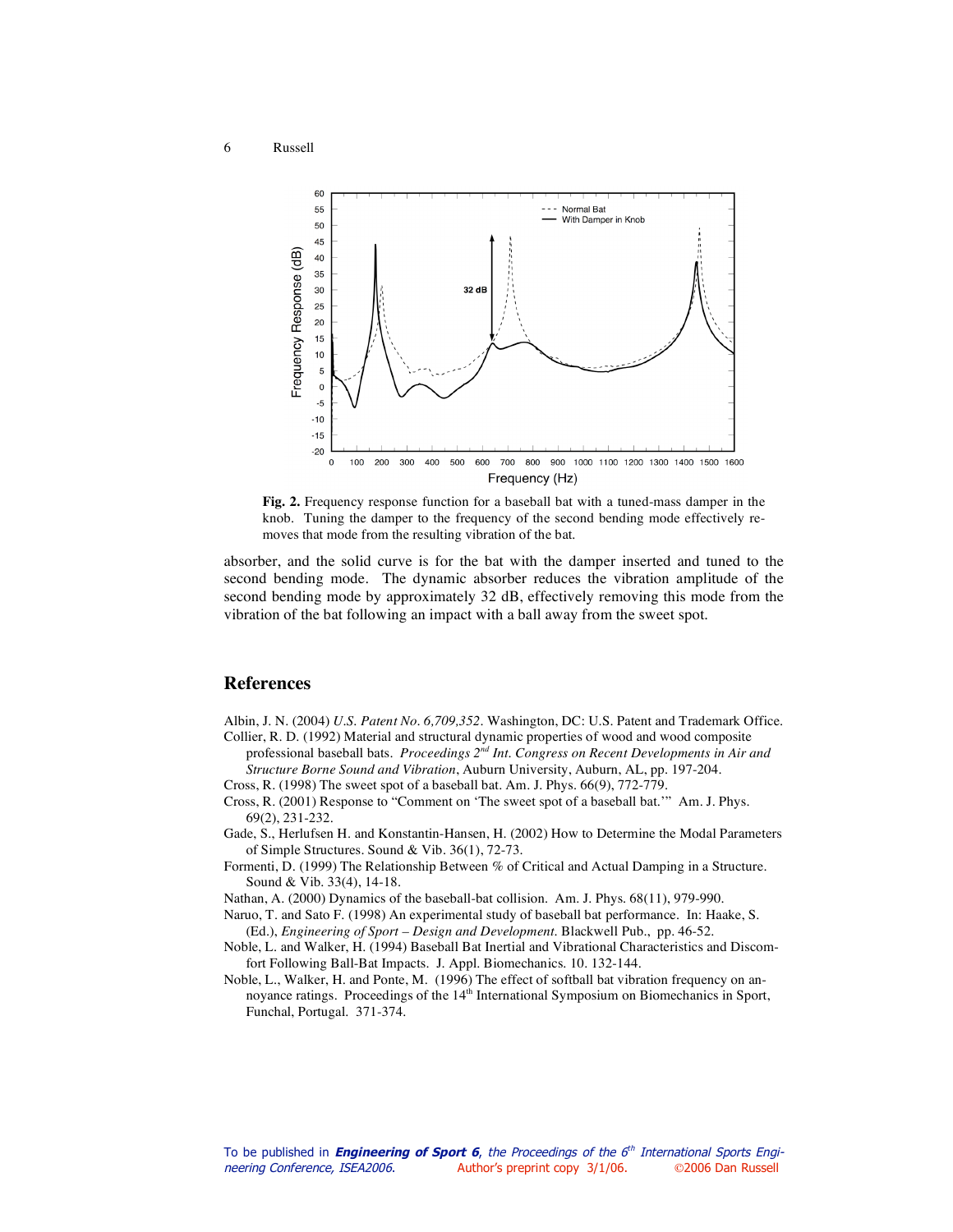60
55
50
45
40
35
30
25
20
15
10
5
0
-5
-10
-15
-20

Frequency Response (dB)

0 100 200 300 400 500 600 700 800 900 1000 1100 1200 1300 1400 1500 1600

Frequency (Hz)

Normal Bat

With Damper in Knob

32 dB

**Fig. 2.** Frequency response function for a baseball bat with a tuned-mass damper in the knob. Tuning the damper to the frequency of the second bending mode effectively removes that mode from the resulting vibration of the bat.

absorber, and the solid curve is for the bat with the damper inserted and tuned to the second bending mode. The dynamic absorber reduces the vibration amplitude of the second bending mode by approximately 32 dB, effectively removing this mode from the vibration of the bat following an impact with a ball away from the sweet spot.

## References

Albin, J. N. (2004) *U.S. Patent No. 6,709,352*. Washington, DC: U.S. Patent and Trademark Office.

Collier, R. D. (1992) Material and structural dynamic properties of wood and wood composite professional baseball bats. *Proceedings 2nd Int. Congress on Recent Developments in Air and Structure Borne Sound and Vibration*, Auburn University, Auburn, AL, pp. 197-204.

Cross, R. (1998) The sweet spot of a baseball bat. Am. J. Phys. 66(9), 772-779.

Cross, R. (2001) Response to "Comment on 'The sweet spot of a baseball bat.'" Am. J. Phys. 69(2), 231-232.

Gade, S., Herlufsen H. and Konstantin-Hansen, H. (2002) How to Determine the Modal Parameters of Simple Structures. Sound & Vib. 36(1), 72-73.

Formenti, D. (1999) The Relationship Between % of Critical and Actual Damping in a Structure. Sound & Vib. 33(4), 14-18.

Nathan, A. (2000) Dynamics of the baseball-bat collision. Am. J. Phys. 68(11), 979-990.

Naruo, T. and Sato F. (1998) An experimental study of baseball bat performance. In: Haake, S. (Ed.), *Engineering of Sport – Design and Development*. Blackwell Pub., pp. 46-52.

Noble, L. and Walker, H. (1994) Baseball Bat Inertial and Vibrational Characteristics and Discomfort Following Ball-Bat Impacts. J. Appl. Biomechanics. 10. 132-144.

Noble, L., Walker, H. and Ponte, M. (1996) The effect of softball bat vibration frequency on annoyance ratings. Proceedings of the 14th International Symposium on Biomechanics in Sport, Funchal, Portugal. 371-374.